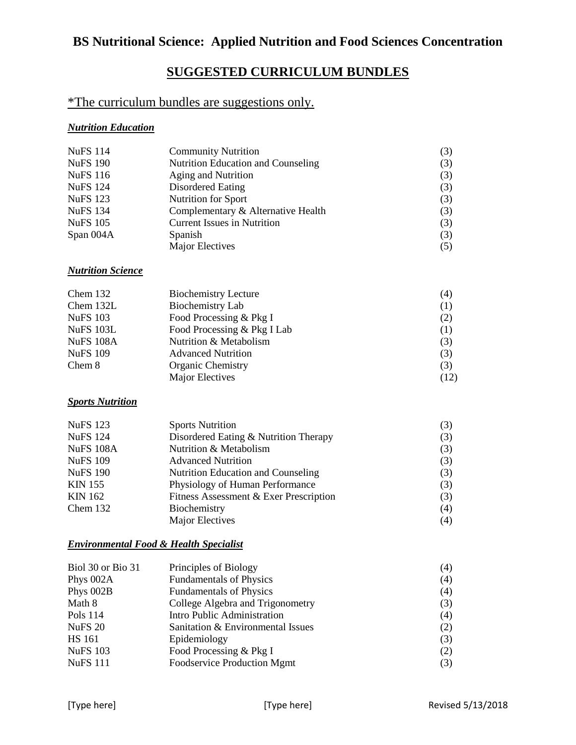# BS Nutritional Science: Applied Nutrition and Food Sciences Concentration

## SUGGESTED CURRICULUM BUNDLES

*The curriculum bundles are suggestions only.

### ***Nutrition Education***

| | | |
|---|---|---|
| NuFS 114 | Community Nutrition | (3) |
| NuFS 190 | Nutrition Education and Counseling | (3) |
| NuFS 116 | Aging and Nutrition | (3) |
| NuFS 124 | Disordered Eating | (3) |
| NuFS 123 | Nutrition for Sport | (3) |
| NuFS 134 | Complementary & Alternative Health | (3) |
| NuFS 105 | Current Issues in Nutrition | (3) |
| Span 004A | Spanish | (3) |
| | Major Electives | (5) |

### ***Nutrition Science***

| | | |
|---|---|---|
| Chem 132 | Biochemistry Lecture | (4) |
| Chem 132L | Biochemistry Lab | (1) |
| NuFS 103 | Food Processing & Pkg I | (2) |
| NuFS 103L | Food Processing & Pkg I Lab | (1) |
| NuFS 108A | Nutrition & Metabolism | (3) |
| NuFS 109 | Advanced Nutrition | (3) |
| Chem 8 | Organic Chemistry | (3) |
| | Major Electives | (12) |

### ***Sports Nutrition***

| | | |
|---|---|---|
| NuFS 123 | Sports Nutrition | (3) |
| NuFS 124 | Disordered Eating & Nutrition Therapy | (3) |
| NuFS 108A | Nutrition & Metabolism | (3) |
| NuFS 109 | Advanced Nutrition | (3) |
| NuFS 190 | Nutrition Education and Counseling | (3) |
| KIN 155 | Physiology of Human Performance | (3) |
| KIN 162 | Fitness Assessment & Exer Prescription | (3) |
| Chem 132 | Biochemistry | (4) |
| | Major Electives | (4) |

### ***Environmental Food & Health Specialist***

| | | |
|---|---|---|
| Biol 30 or Bio 31 | Principles of Biology | (4) |
| Phys 002A | Fundamentals of Physics | (4) |
| Phys 002B | Fundamentals of Physics | (4) |
| Math 8 | College Algebra and Trigonometry | (3) |
| Pols 114 | Intro Public Administration | (4) |
| NuFS 20 | Sanitation & Environmental Issues | (2) |
| HS 161 | Epidemiology | (3) |
| NuFS 103 | Food Processing & Pkg I | (2) |
| NuFS 111 | Foodservice Production Mgmt | (3) |

[Type here] [Type here] Revised 5/13/2018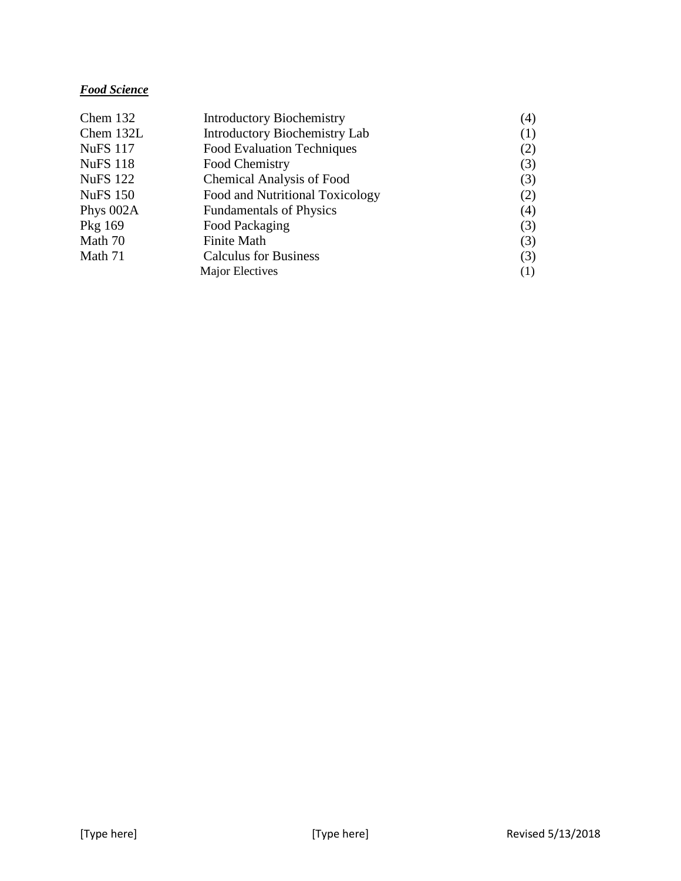***Food Science***

| | | |
|---|---|---|
| Chem 132 | Introductory Biochemistry | (4) |
| Chem 132L | Introductory Biochemistry Lab | (1) |
| NuFS 117 | Food Evaluation Techniques | (2) |
| NuFS 118 | Food Chemistry | (3) |
| NuFS 122 | Chemical Analysis of Food | (3) |
| NuFS 150 | Food and Nutritional Toxicology | (2) |
| Phys 002A | Fundamentals of Physics | (4) |
| Pkg 169 | Food Packaging | (3) |
| Math 70 | Finite Math | (3) |
| Math 71 | Calculus for Business | (3) |
| | Major Electives | (1) |